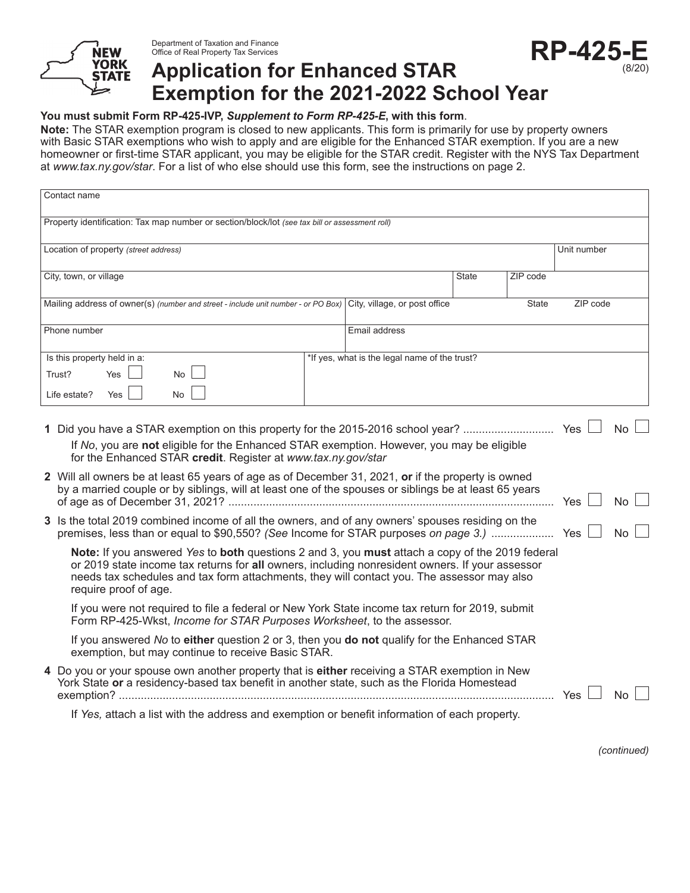Department of Taxation and Finance
Office of Real Property Tax Services

# RP-425-E (8/20)

# Application for Enhanced STAR Exemption for the 2021-2022 School Year

**You must submit Form RP-425-IVP, *Supplement to Form RP-425-E*, with this form**.

**Note:** The STAR exemption program is closed to new applicants. This form is primarily for use by property owners with Basic STAR exemptions who wish to apply and are eligible for the Enhanced STAR exemption. If you are a new homeowner or first-time STAR applicant, you may be eligible for the STAR credit. Register with the NYS Tax Department at *www.tax.ny.gov/star*. For a list of who else should use this form, see the instructions on page 2.

| Contact name | | | | |
|---|---|---|---|---|
| Property identification: Tax map number or section/block/lot *(see tax bill or assessment roll)* | | | | |
| Location of property *(street address)* | | | | Unit number |
| City, town, or village | | State | ZIP code | |
| Mailing address of owner(s) *(number and street - include unit number - or PO Box)* | City, village, or post office | | State | ZIP code |
| Phone number | Email address | | | |
| Is this property held in a: Trust? Yes ☐ No ☐ Life estate? Yes ☐ No ☐ | *If yes, what is the legal name of the trust? | | | |

**1** Did you have a STAR exemption on this property for the 2015-2016 school year? ............................ Yes ☐ No ☐

If *No*, you are **not** eligible for the Enhanced STAR exemption. However, you may be eligible for the Enhanced STAR **credit**. Register at *www.tax.ny.gov/star*

**2** Will all owners be at least 65 years of age as of December 31, 2021, **or** if the property is owned by a married couple or by siblings, will at least one of the spouses or siblings be at least 65 years of age as of December 31, 2021? ........................................................................................................ Yes ☐ No ☐

**3** Is the total 2019 combined income of all the owners, and of any owners' spouses residing on the premises, less than or equal to $90,550? *(See* Income for STAR purposes *on page 3.)* .................... Yes ☐ No ☐

**Note:** If you answered *Yes* to **both** questions 2 and 3, you **must** attach a copy of the 2019 federal or 2019 state income tax returns for **all** owners, including nonresident owners. If your assessor needs tax schedules and tax form attachments, they will contact you. The assessor may also require proof of age.

If you were not required to file a federal or New York State income tax return for 2019, submit Form RP-425-Wkst, *Income for STAR Purposes Worksheet*, to the assessor.

If you answered *No* to **either** question 2 or 3, then you **do not** qualify for the Enhanced STAR exemption, but may continue to receive Basic STAR.

**4** Do you or your spouse own another property that is **either** receiving a STAR exemption in New York State **or** a residency-based tax benefit in another state, such as the Florida Homestead exemption? .......................................................................................................................................... Yes ☐ No ☐

If *Yes,* attach a list with the address and exemption or benefit information of each property.

*(continued)*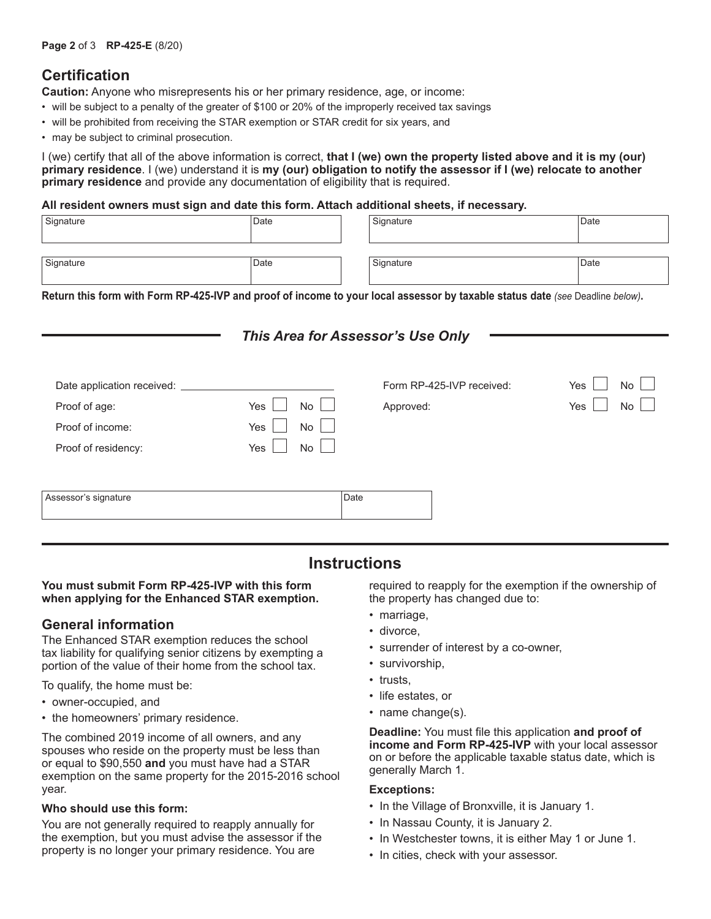## Certification

**Caution:** Anyone who misrepresents his or her primary residence, age, or income:

- will be subject to a penalty of the greater of $100 or 20% of the improperly received tax savings
- will be prohibited from receiving the STAR exemption or STAR credit for six years, and
- may be subject to criminal prosecution.

I (we) certify that all of the above information is correct, **that I (we) own the property listed above and it is my (our) primary residence**. I (we) understand it is **my (our) obligation to notify the assessor if I (we) relocate to another primary residence** and provide any documentation of eligibility that is required.

**All resident owners must sign and date this form. Attach additional sheets, if necessary.**

| Signature | Date | Signature | Date |
|---|---|---|---|
| Signature | Date | Signature | Date |

**Return this form with Form RP-425-IVP and proof of income to your local assessor by taxable status date** *(see* Deadline *below)***.**

### *This Area for Assessor's Use Only*

Date application received: ____________________

Proof of age: Yes ☐ No ☐

Proof of income: Yes ☐ No ☐

Proof of residency: Yes ☐ No ☐

Form RP-425-IVP received: Yes ☐ No ☐

Approved: Yes ☐ No ☐

| Assessor's signature | Date |
|---|---|

## Instructions

**You must submit Form RP-425-IVP with this form when applying for the Enhanced STAR exemption.**

### General information

The Enhanced STAR exemption reduces the school tax liability for qualifying senior citizens by exempting a portion of the value of their home from the school tax.

To qualify, the home must be:

- owner-occupied, and
- the homeowners' primary residence.

The combined 2019 income of all owners, and any spouses who reside on the property must be less than or equal to $90,550 **and** you must have had a STAR exemption on the same property for the 2015-2016 school year.

**Who should use this form:**

You are not generally required to reapply annually for the exemption, but you must advise the assessor if the property is no longer your primary residence. You are required to reapply for the exemption if the ownership of the property has changed due to:

- marriage,
- divorce,
- surrender of interest by a co-owner,
- survivorship,
- trusts,
- life estates, or
- name change(s).

**Deadline:** You must file this application **and proof of income and Form RP-425-IVP** with your local assessor on or before the applicable taxable status date, which is generally March 1.

**Exceptions:**

- In the Village of Bronxville, it is January 1.
- In Nassau County, it is January 2.
- In Westchester towns, it is either May 1 or June 1.
- In cities, check with your assessor.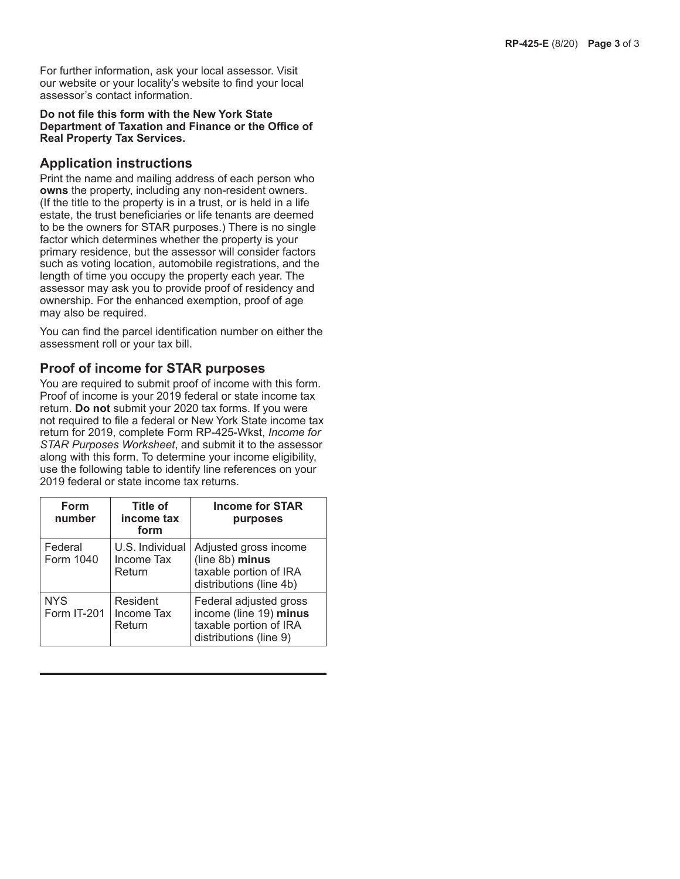For further information, ask your local assessor. Visit our website or your locality's website to find your local assessor's contact information.

**Do not file this form with the New York State Department of Taxation and Finance or the Office of Real Property Tax Services.**

## Application instructions

Print the name and mailing address of each person who **owns** the property, including any non-resident owners. (If the title to the property is in a trust, or is held in a life estate, the trust beneficiaries or life tenants are deemed to be the owners for STAR purposes.) There is no single factor which determines whether the property is your primary residence, but the assessor will consider factors such as voting location, automobile registrations, and the length of time you occupy the property each year. The assessor may ask you to provide proof of residency and ownership. For the enhanced exemption, proof of age may also be required.

You can find the parcel identification number on either the assessment roll or your tax bill.

## Proof of income for STAR purposes

You are required to submit proof of income with this form. Proof of income is your 2019 federal or state income tax return. **Do not** submit your 2020 tax forms. If you were not required to file a federal or New York State income tax return for 2019, complete Form RP-425-Wkst, *Income for STAR Purposes Worksheet*, and submit it to the assessor along with this form. To determine your income eligibility, use the following table to identify line references on your 2019 federal or state income tax returns.

| Form number | Title of income tax form | Income for STAR purposes |
|---|---|---|
| Federal Form 1040 | U.S. Individual Income Tax Return | Adjusted gross income (line 8b) **minus** taxable portion of IRA distributions (line 4b) |
| NYS Form IT-201 | Resident Income Tax Return | Federal adjusted gross income (line 19) **minus** taxable portion of IRA distributions (line 9) |